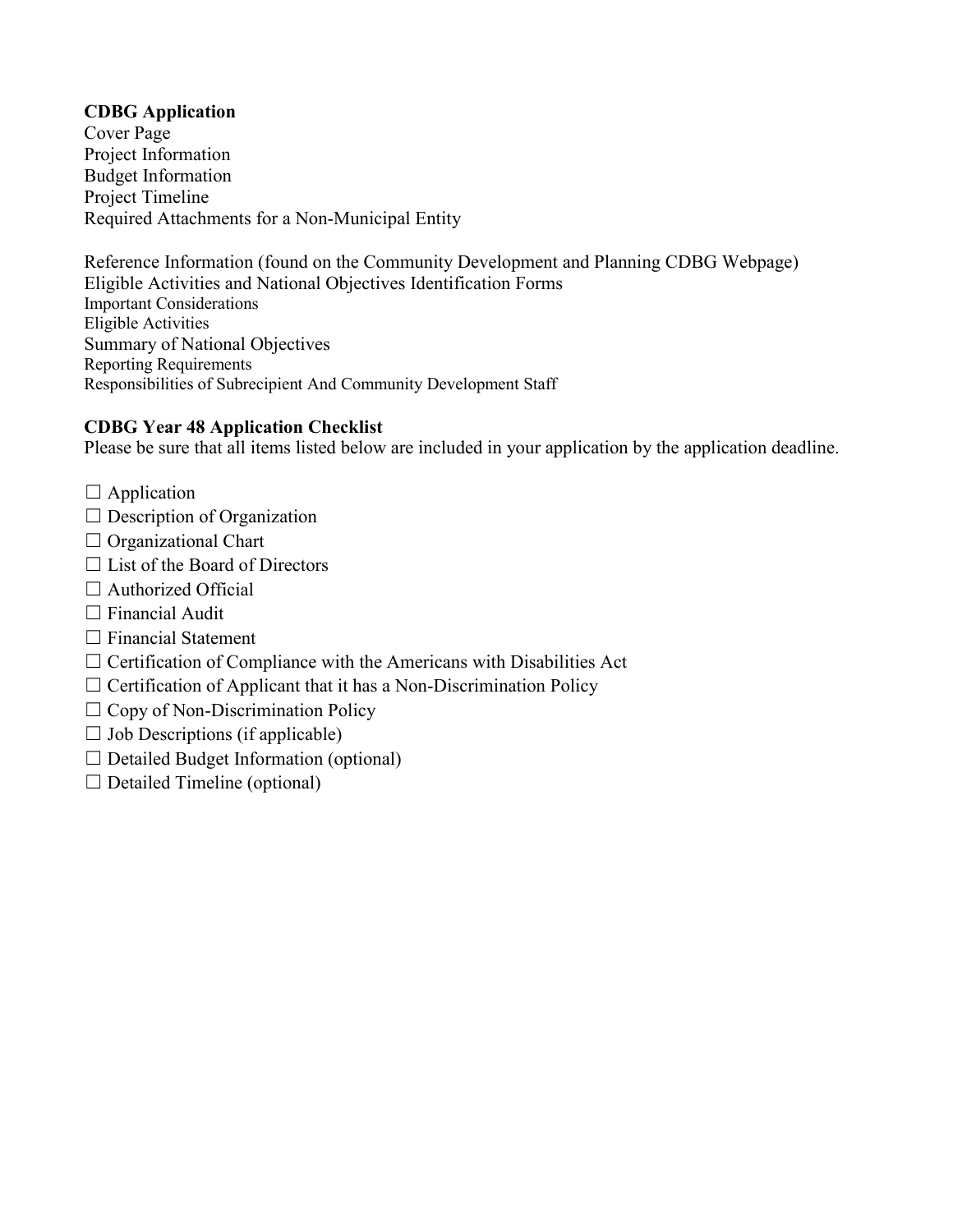**CDBG Application**

Cover Page
Project Information
Budget Information
Project Timeline
Required Attachments for a Non-Municipal Entity

Reference Information (found on the Community Development and Planning CDBG Webpage)
Eligible Activities and National Objectives Identification Forms
Important Considerations
Eligible Activities
Summary of National Objectives
Reporting Requirements
Responsibilities of Subrecipient And Community Development Staff

**CDBG Year 48 Application Checklist**

Please be sure that all items listed below are included in your application by the application deadline.

☐ Application
☐ Description of Organization
☐ Organizational Chart
☐ List of the Board of Directors
☐ Authorized Official
☐ Financial Audit
☐ Financial Statement
☐ Certification of Compliance with the Americans with Disabilities Act
☐ Certification of Applicant that it has a Non-Discrimination Policy
☐ Copy of Non-Discrimination Policy
☐ Job Descriptions (if applicable)
☐ Detailed Budget Information (optional)
☐ Detailed Timeline (optional)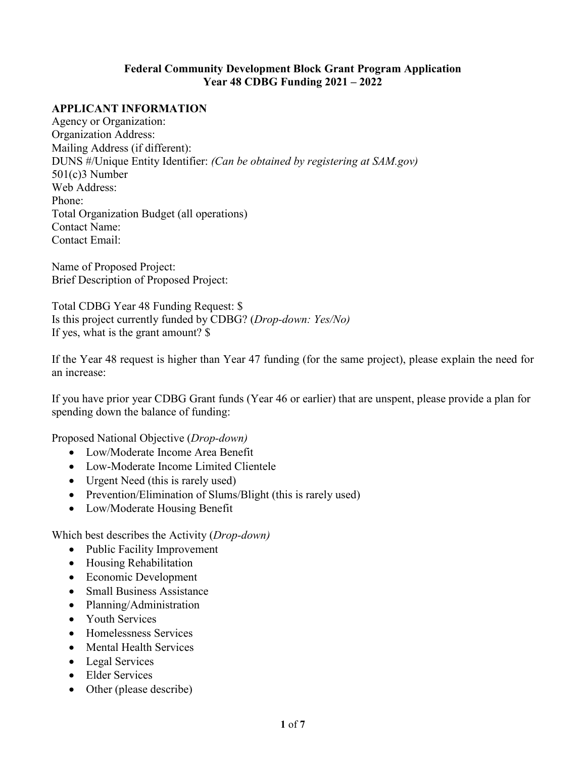**Federal Community Development Block Grant Program Application**
**Year 48 CDBG Funding 2021 – 2022**

## APPLICANT INFORMATION

Agency or Organization:
Organization Address:
Mailing Address (if different):
DUNS #/Unique Entity Identifier: *(Can be obtained by registering at SAM.gov)*
501(c)3 Number
Web Address:
Phone:
Total Organization Budget (all operations)
Contact Name:
Contact Email:

Name of Proposed Project:
Brief Description of Proposed Project:

Total CDBG Year 48 Funding Request: $
Is this project currently funded by CDBG? (*Drop-down: Yes/No)*
If yes, what is the grant amount? $

If the Year 48 request is higher than Year 47 funding (for the same project), please explain the need for an increase:

If you have prior year CDBG Grant funds (Year 46 or earlier) that are unspent, please provide a plan for spending down the balance of funding:

Proposed National Objective (*Drop-down)*

- Low/Moderate Income Area Benefit
- Low-Moderate Income Limited Clientele
- Urgent Need (this is rarely used)
- Prevention/Elimination of Slums/Blight (this is rarely used)
- Low/Moderate Housing Benefit

Which best describes the Activity (*Drop-down)*

- Public Facility Improvement
- Housing Rehabilitation
- Economic Development
- Small Business Assistance
- Planning/Administration
- Youth Services
- Homelessness Services
- Mental Health Services
- Legal Services
- Elder Services
- Other (please describe)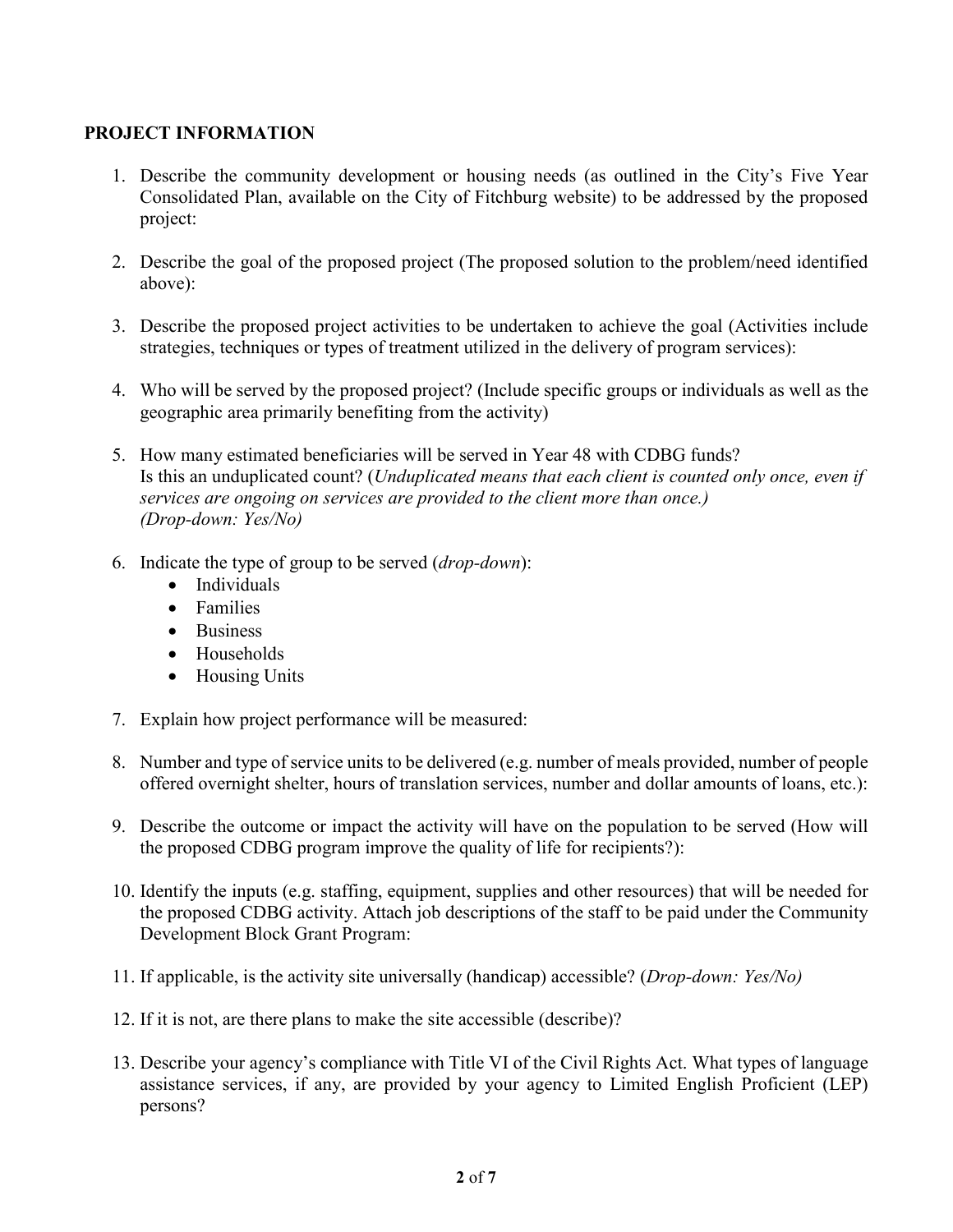**PROJECT INFORMATION**

1. Describe the community development or housing needs (as outlined in the City's Five Year Consolidated Plan, available on the City of Fitchburg website) to be addressed by the proposed project:

2. Describe the goal of the proposed project (The proposed solution to the problem/need identified above):

3. Describe the proposed project activities to be undertaken to achieve the goal (Activities include strategies, techniques or types of treatment utilized in the delivery of program services):

4. Who will be served by the proposed project? (Include specific groups or individuals as well as the geographic area primarily benefiting from the activity)

5. How many estimated beneficiaries will be served in Year 48 with CDBG funds?
   Is this an unduplicated count? (*Unduplicated means that each client is counted only once, even if services are ongoing on services are provided to the client more than once.)*
   *(Drop-down: Yes/No)*

6. Indicate the type of group to be served (*drop-down*):
   - Individuals
   - Families
   - Business
   - Households
   - Housing Units

7. Explain how project performance will be measured:

8. Number and type of service units to be delivered (e.g. number of meals provided, number of people offered overnight shelter, hours of translation services, number and dollar amounts of loans, etc.):

9. Describe the outcome or impact the activity will have on the population to be served (How will the proposed CDBG program improve the quality of life for recipients?):

10. Identify the inputs (e.g. staffing, equipment, supplies and other resources) that will be needed for the proposed CDBG activity. Attach job descriptions of the staff to be paid under the Community Development Block Grant Program:

11. If applicable, is the activity site universally (handicap) accessible? (*Drop-down: Yes/No)*

12. If it is not, are there plans to make the site accessible (describe)?

13. Describe your agency's compliance with Title VI of the Civil Rights Act. What types of language assistance services, if any, are provided by your agency to Limited English Proficient (LEP) persons?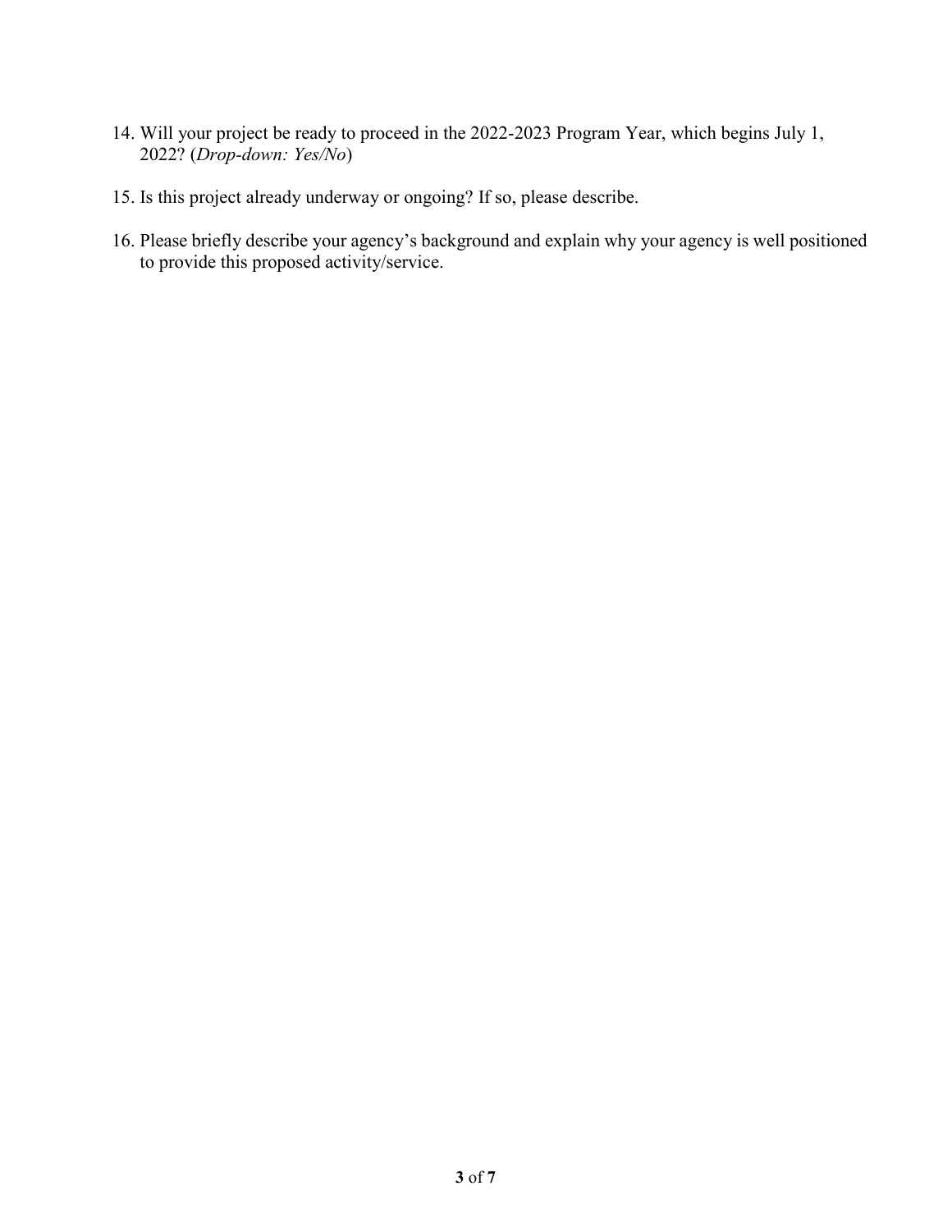14. Will your project be ready to proceed in the 2022-2023 Program Year, which begins July 1, 2022? (*Drop-down: Yes/No*)

15. Is this project already underway or ongoing? If so, please describe.

16. Please briefly describe your agency's background and explain why your agency is well positioned to provide this proposed activity/service.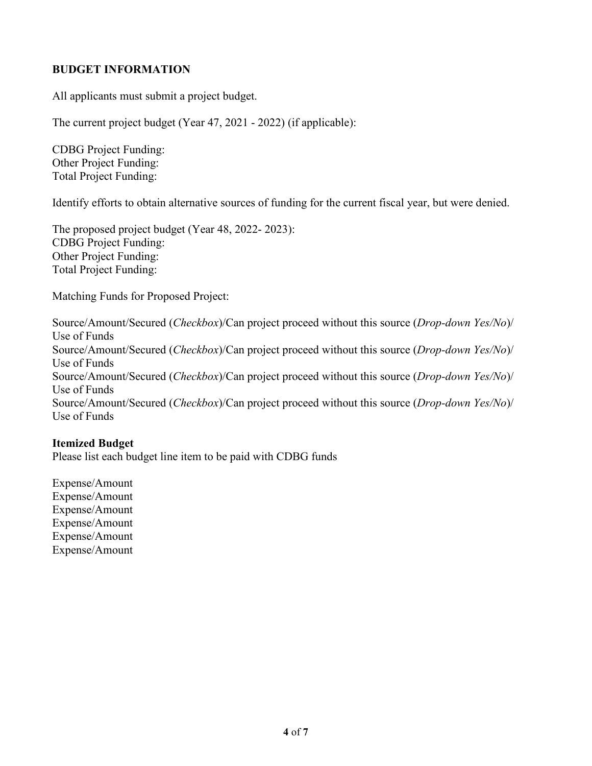**BUDGET INFORMATION**

All applicants must submit a project budget.

The current project budget (Year 47, 2021 - 2022) (if applicable):

CDBG Project Funding:
Other Project Funding:
Total Project Funding:

Identify efforts to obtain alternative sources of funding for the current fiscal year, but were denied.

The proposed project budget (Year 48, 2022- 2023):
CDBG Project Funding:
Other Project Funding:
Total Project Funding:

Matching Funds for Proposed Project:

Source/Amount/Secured (*Checkbox*)/Can project proceed without this source (*Drop-down Yes/No*)/ Use of Funds
Source/Amount/Secured (*Checkbox*)/Can project proceed without this source (*Drop-down Yes/No*)/ Use of Funds
Source/Amount/Secured (*Checkbox*)/Can project proceed without this source (*Drop-down Yes/No*)/ Use of Funds
Source/Amount/Secured (*Checkbox*)/Can project proceed without this source (*Drop-down Yes/No*)/ Use of Funds

**Itemized Budget**
Please list each budget line item to be paid with CDBG funds

Expense/Amount
Expense/Amount
Expense/Amount
Expense/Amount
Expense/Amount
Expense/Amount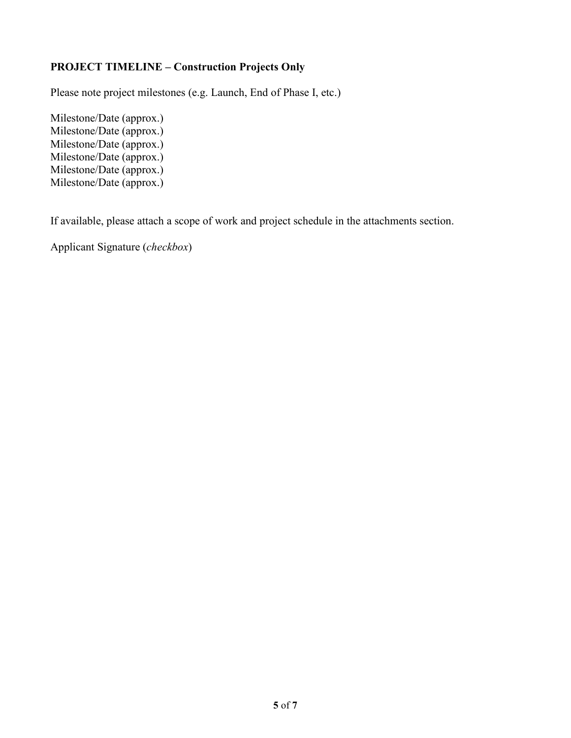**PROJECT TIMELINE – Construction Projects Only**

Please note project milestones (e.g. Launch, End of Phase I, etc.)

Milestone/Date (approx.)
Milestone/Date (approx.)
Milestone/Date (approx.)
Milestone/Date (approx.)
Milestone/Date (approx.)
Milestone/Date (approx.)

If available, please attach a scope of work and project schedule in the attachments section.

Applicant Signature (*checkbox*)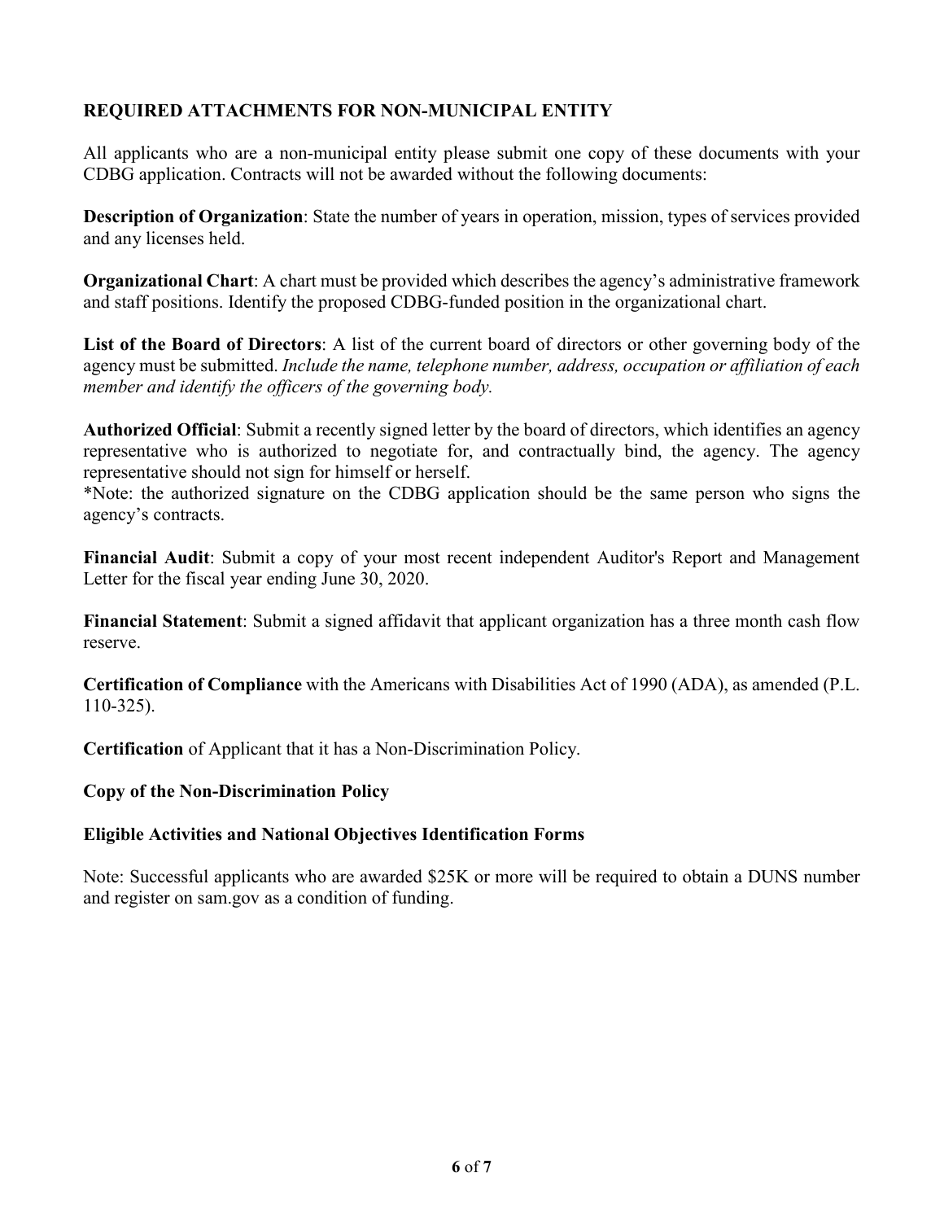## REQUIRED ATTACHMENTS FOR NON-MUNICIPAL ENTITY

All applicants who are a non-municipal entity please submit one copy of these documents with your CDBG application. Contracts will not be awarded without the following documents:

**Description of Organization**: State the number of years in operation, mission, types of services provided and any licenses held.

**Organizational Chart**: A chart must be provided which describes the agency's administrative framework and staff positions. Identify the proposed CDBG-funded position in the organizational chart.

**List of the Board of Directors**: A list of the current board of directors or other governing body of the agency must be submitted. *Include the name, telephone number, address, occupation or affiliation of each member and identify the officers of the governing body.*

**Authorized Official**: Submit a recently signed letter by the board of directors, which identifies an agency representative who is authorized to negotiate for, and contractually bind, the agency. The agency representative should not sign for himself or herself.
*Note: the authorized signature on the CDBG application should be the same person who signs the agency's contracts.

**Financial Audit**: Submit a copy of your most recent independent Auditor's Report and Management Letter for the fiscal year ending June 30, 2020.

**Financial Statement**: Submit a signed affidavit that applicant organization has a three month cash flow reserve.

**Certification of Compliance** with the Americans with Disabilities Act of 1990 (ADA), as amended (P.L. 110-325).

**Certification** of Applicant that it has a Non-Discrimination Policy.

**Copy of the Non-Discrimination Policy**

**Eligible Activities and National Objectives Identification Forms**

Note: Successful applicants who are awarded $25K or more will be required to obtain a DUNS number and register on sam.gov as a condition of funding.